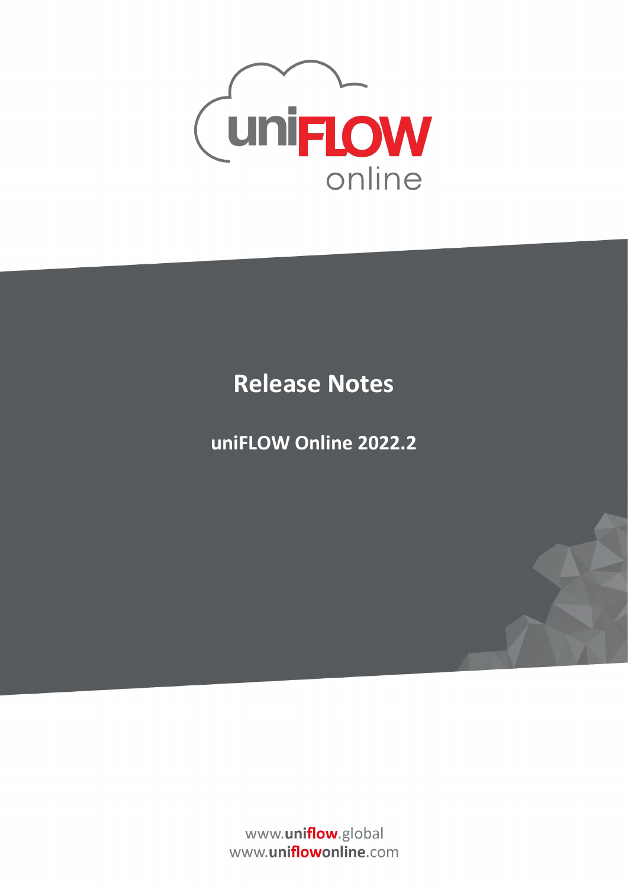uniFLOW online

# Release Notes

## uniFLOW Online 2022.2

www.uniflow.global
www.uniflowonline.com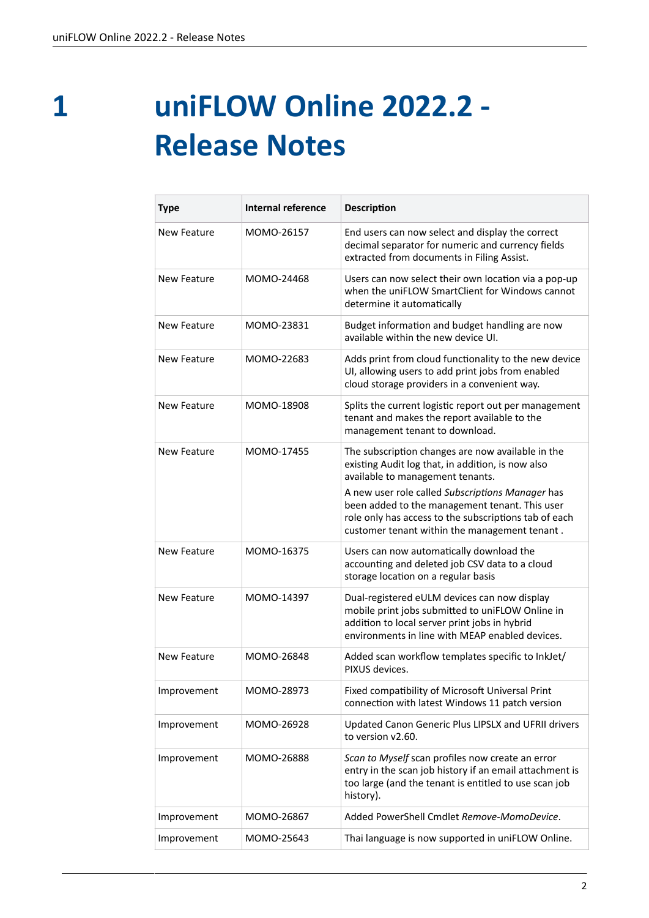# 1 uniFLOW Online 2022.2 - Release Notes

| Type | Internal reference | Description |
|---|---|---|
| New Feature | MOMO-26157 | End users can now select and display the correct decimal separator for numeric and currency fields extracted from documents in Filing Assist. |
| New Feature | MOMO-24468 | Users can now select their own location via a pop-up when the uniFLOW SmartClient for Windows cannot determine it automatically |
| New Feature | MOMO-23831 | Budget information and budget handling are now available within the new device UI. |
| New Feature | MOMO-22683 | Adds print from cloud functionality to the new device UI, allowing users to add print jobs from enabled cloud storage providers in a convenient way. |
| New Feature | MOMO-18908 | Splits the current logistic report out per management tenant and makes the report available to the management tenant to download. |
| New Feature | MOMO-17455 | The subscription changes are now available in the existing Audit log that, in addition, is now also available to management tenants.<br><br>A new user role called *Subscriptions Manager* has been added to the management tenant. This user role only has access to the subscriptions tab of each customer tenant within the management tenant . |
| New Feature | MOMO-16375 | Users can now automatically download the accounting and deleted job CSV data to a cloud storage location on a regular basis |
| New Feature | MOMO-14397 | Dual-registered eULM devices can now display mobile print jobs submitted to uniFLOW Online in addition to local server print jobs in hybrid environments in line with MEAP enabled devices. |
| New Feature | MOMO-26848 | Added scan workflow templates specific to InkJet/ PIXUS devices. |
| Improvement | MOMO-28973 | Fixed compatibility of Microsoft Universal Print connection with latest Windows 11 patch version |
| Improvement | MOMO-26928 | Updated Canon Generic Plus LIPSLX and UFRII drivers to version v2.60. |
| Improvement | MOMO-26888 | *Scan to Myself* scan profiles now create an error entry in the scan job history if an email attachment is too large (and the tenant is entitled to use scan job history). |
| Improvement | MOMO-26867 | Added PowerShell Cmdlet *Remove-MomoDevice*. |
| Improvement | MOMO-25643 | Thai language is now supported in uniFLOW Online. |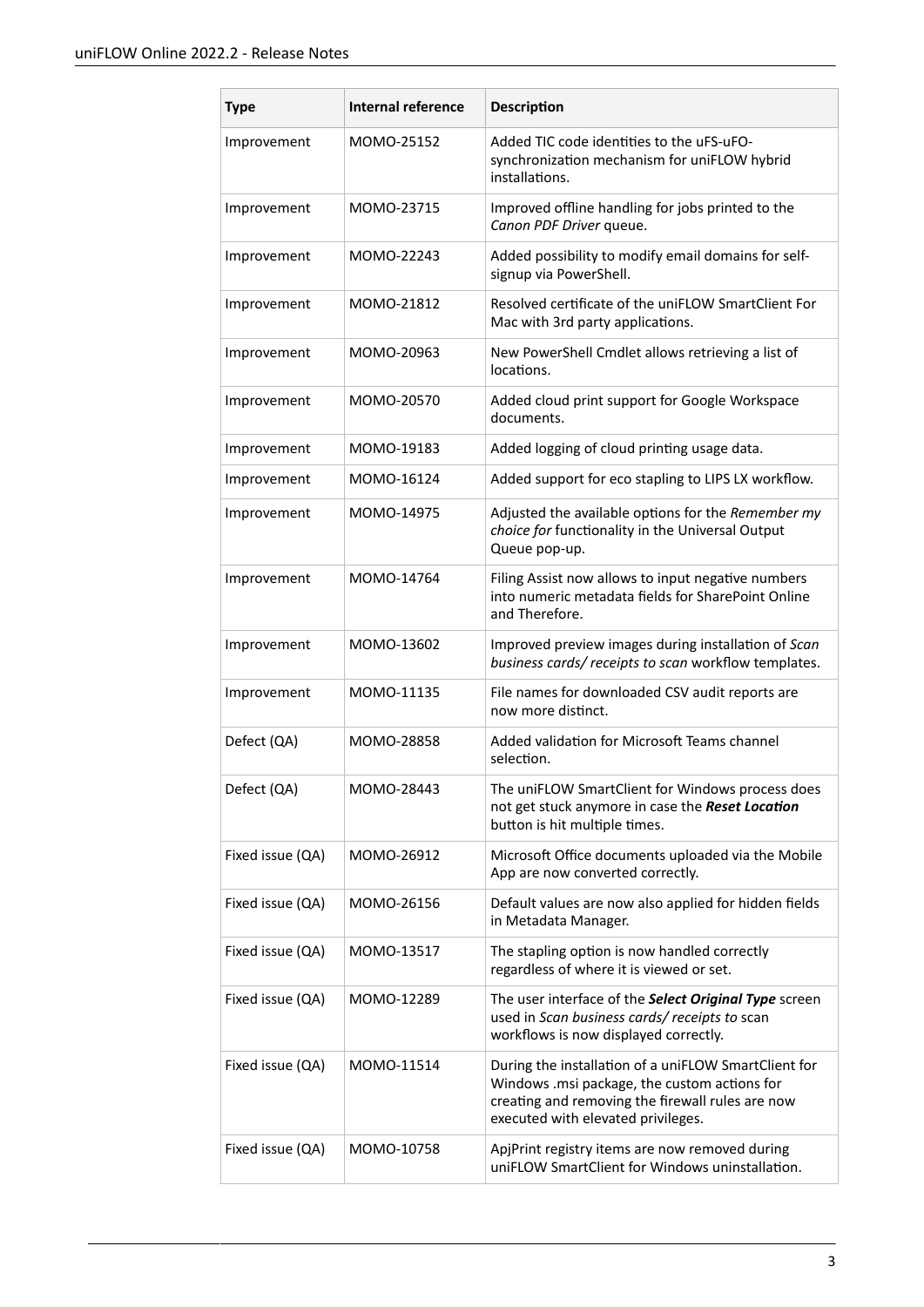| Type | Internal reference | Description |
|---|---|---|
| Improvement | MOMO-25152 | Added TIC code identities to the uFS-uFO-synchronization mechanism for uniFLOW hybrid installations. |
| Improvement | MOMO-23715 | Improved offline handling for jobs printed to the *Canon PDF Driver* queue. |
| Improvement | MOMO-22243 | Added possibility to modify email domains for self-signup via PowerShell. |
| Improvement | MOMO-21812 | Resolved certificate of the uniFLOW SmartClient For Mac with 3rd party applications. |
| Improvement | MOMO-20963 | New PowerShell Cmdlet allows retrieving a list of locations. |
| Improvement | MOMO-20570 | Added cloud print support for Google Workspace documents. |
| Improvement | MOMO-19183 | Added logging of cloud printing usage data. |
| Improvement | MOMO-16124 | Added support for eco stapling to LIPS LX workflow. |
| Improvement | MOMO-14975 | Adjusted the available options for the *Remember my choice for* functionality in the Universal Output Queue pop-up. |
| Improvement | MOMO-14764 | Filing Assist now allows to input negative numbers into numeric metadata fields for SharePoint Online and Therefore. |
| Improvement | MOMO-13602 | Improved preview images during installation of *Scan business cards/ receipts to scan* workflow templates. |
| Improvement | MOMO-11135 | File names for downloaded CSV audit reports are now more distinct. |
| Defect (QA) | MOMO-28858 | Added validation for Microsoft Teams channel selection. |
| Defect (QA) | MOMO-28443 | The uniFLOW SmartClient for Windows process does not get stuck anymore in case the ***Reset Location*** button is hit multiple times. |
| Fixed issue (QA) | MOMO-26912 | Microsoft Office documents uploaded via the Mobile App are now converted correctly. |
| Fixed issue (QA) | MOMO-26156 | Default values are now also applied for hidden fields in Metadata Manager. |
| Fixed issue (QA) | MOMO-13517 | The stapling option is now handled correctly regardless of where it is viewed or set. |
| Fixed issue (QA) | MOMO-12289 | The user interface of the ***Select Original Type*** screen used in *Scan business cards/ receipts to* scan workflows is now displayed correctly. |
| Fixed issue (QA) | MOMO-11514 | During the installation of a uniFLOW SmartClient for Windows .msi package, the custom actions for creating and removing the firewall rules are now executed with elevated privileges. |
| Fixed issue (QA) | MOMO-10758 | ApjPrint registry items are now removed during uniFLOW SmartClient for Windows uninstallation. |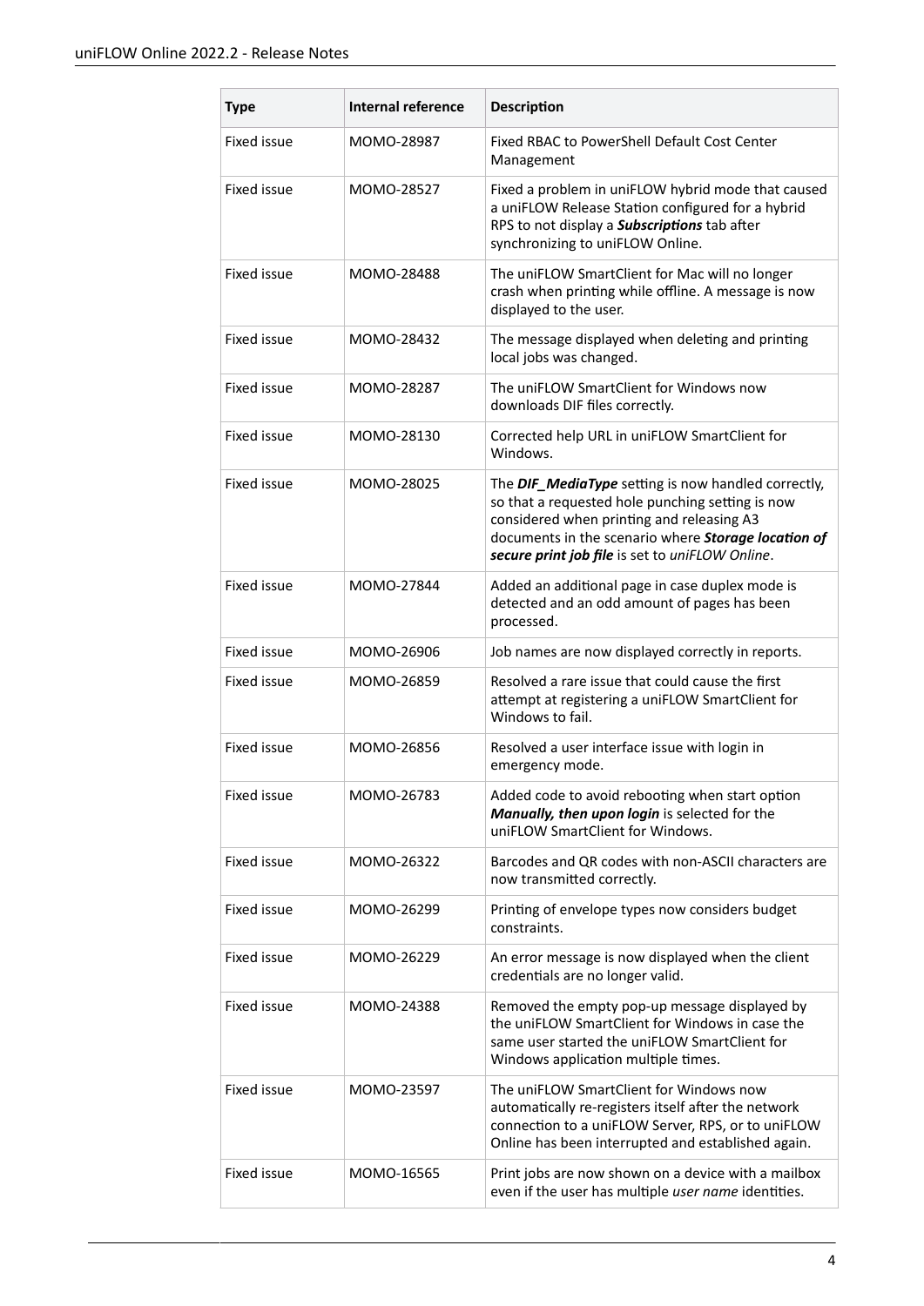| Type | Internal reference | Description |
| --- | --- | --- |
| Fixed issue | MOMO-28987 | Fixed RBAC to PowerShell Default Cost Center Management |
| Fixed issue | MOMO-28527 | Fixed a problem in uniFLOW hybrid mode that caused a uniFLOW Release Station configured for a hybrid RPS to not display a ***Subscriptions*** tab after synchronizing to uniFLOW Online. |
| Fixed issue | MOMO-28488 | The uniFLOW SmartClient for Mac will no longer crash when printing while offline. A message is now displayed to the user. |
| Fixed issue | MOMO-28432 | The message displayed when deleting and printing local jobs was changed. |
| Fixed issue | MOMO-28287 | The uniFLOW SmartClient for Windows now downloads DIF files correctly. |
| Fixed issue | MOMO-28130 | Corrected help URL in uniFLOW SmartClient for Windows. |
| Fixed issue | MOMO-28025 | The ***DIF_MediaType*** setting is now handled correctly, so that a requested hole punching setting is now considered when printing and releasing A3 documents in the scenario where ***Storage location of secure print job file*** is set to *uniFLOW Online*. |
| Fixed issue | MOMO-27844 | Added an additional page in case duplex mode is detected and an odd amount of pages has been processed. |
| Fixed issue | MOMO-26906 | Job names are now displayed correctly in reports. |
| Fixed issue | MOMO-26859 | Resolved a rare issue that could cause the first attempt at registering a uniFLOW SmartClient for Windows to fail. |
| Fixed issue | MOMO-26856 | Resolved a user interface issue with login in emergency mode. |
| Fixed issue | MOMO-26783 | Added code to avoid rebooting when start option ***Manually, then upon login*** is selected for the uniFLOW SmartClient for Windows. |
| Fixed issue | MOMO-26322 | Barcodes and QR codes with non-ASCII characters are now transmitted correctly. |
| Fixed issue | MOMO-26299 | Printing of envelope types now considers budget constraints. |
| Fixed issue | MOMO-26229 | An error message is now displayed when the client credentials are no longer valid. |
| Fixed issue | MOMO-24388 | Removed the empty pop-up message displayed by the uniFLOW SmartClient for Windows in case the same user started the uniFLOW SmartClient for Windows application multiple times. |
| Fixed issue | MOMO-23597 | The uniFLOW SmartClient for Windows now automatically re-registers itself after the network connection to a uniFLOW Server, RPS, or to uniFLOW Online has been interrupted and established again. |
| Fixed issue | MOMO-16565 | Print jobs are now shown on a device with a mailbox even if the user has multiple *user name* identities. |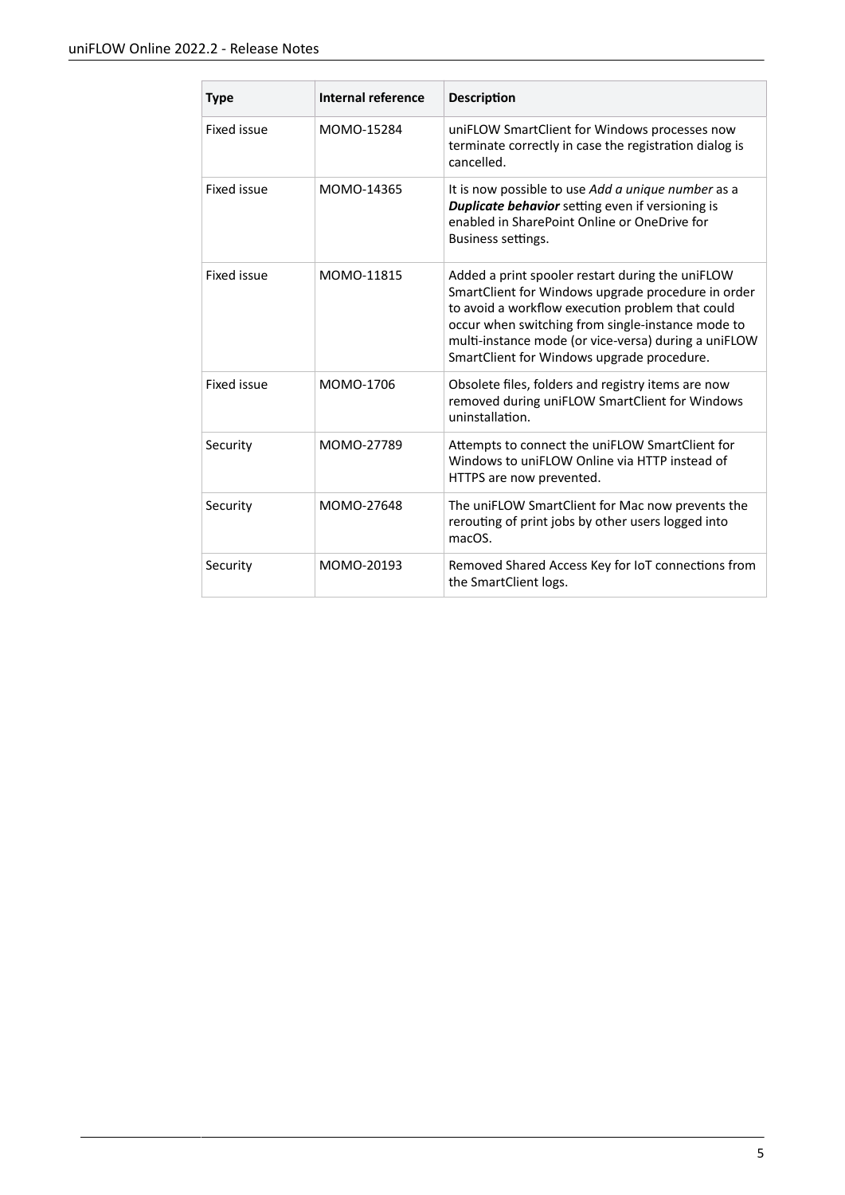| Type | Internal reference | Description |
|---|---|---|
| Fixed issue | MOMO-15284 | uniFLOW SmartClient for Windows processes now terminate correctly in case the registration dialog is cancelled. |
| Fixed issue | MOMO-14365 | It is now possible to use *Add a unique number* as a ***Duplicate behavior*** setting even if versioning is enabled in SharePoint Online or OneDrive for Business settings. |
| Fixed issue | MOMO-11815 | Added a print spooler restart during the uniFLOW SmartClient for Windows upgrade procedure in order to avoid a workflow execution problem that could occur when switching from single-instance mode to multi-instance mode (or vice-versa) during a uniFLOW SmartClient for Windows upgrade procedure. |
| Fixed issue | MOMO-1706 | Obsolete files, folders and registry items are now removed during uniFLOW SmartClient for Windows uninstallation. |
| Security | MOMO-27789 | Attempts to connect the uniFLOW SmartClient for Windows to uniFLOW Online via HTTP instead of HTTPS are now prevented. |
| Security | MOMO-27648 | The uniFLOW SmartClient for Mac now prevents the rerouting of print jobs by other users logged into macOS. |
| Security | MOMO-20193 | Removed Shared Access Key for IoT connections from the SmartClient logs. |